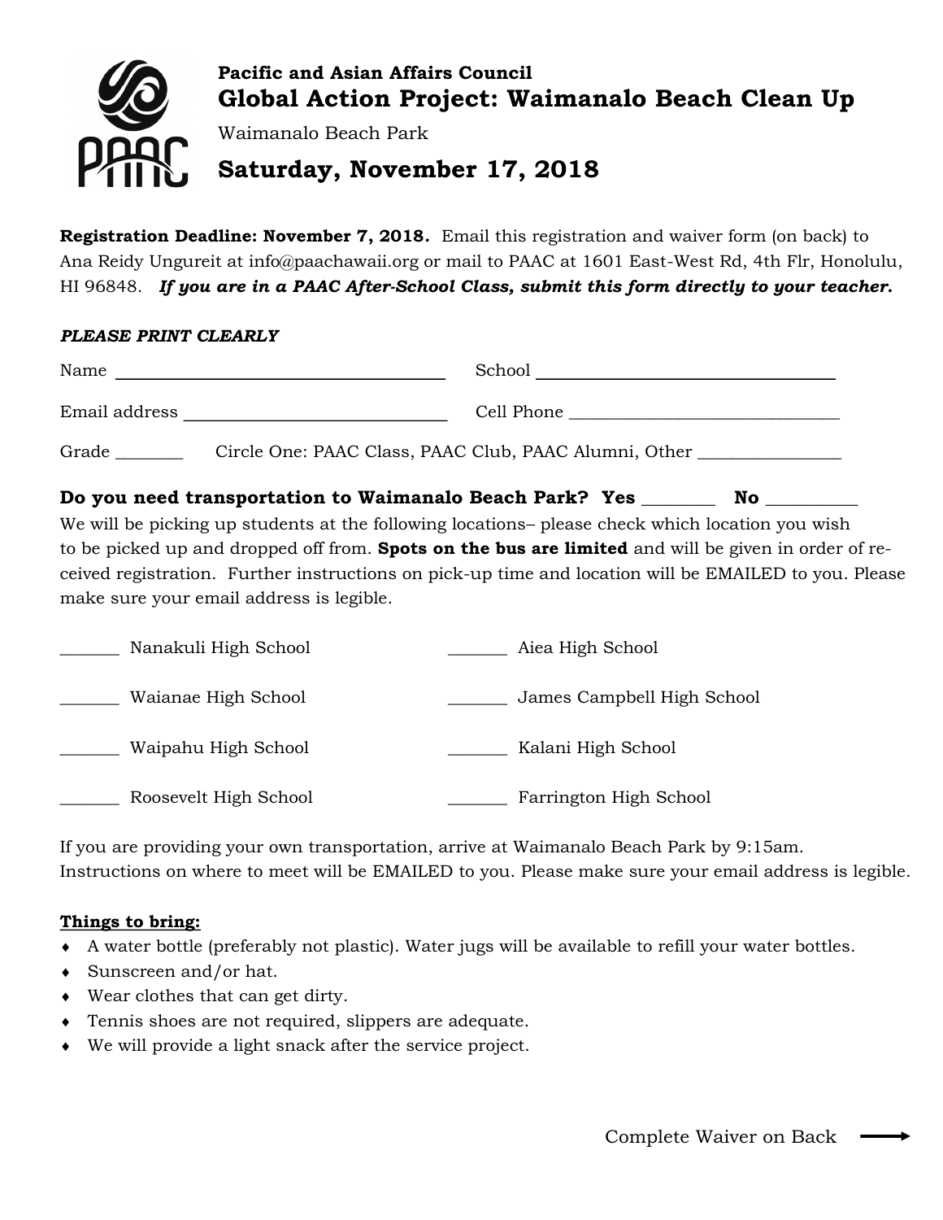**Pacific and Asian Affairs Council**

# Global Action Project: Waimanalo Beach Clean Up

Waimanalo Beach Park

## Saturday, November 17, 2018

**Registration Deadline: November 7, 2018.** Email this registration and waiver form (on back) to Ana Reidy Ungureit at info@paachawaii.org or mail to PAAC at 1601 East-West Rd, 4th Flr, Honolulu, HI 96848. ***If you are in a PAAC After-School Class, submit this form directly to your teacher.***

***PLEASE PRINT CLEARLY***

Name ______________________________ School ______________________________

Email address ______________________________ Cell Phone ______________________________

Grade ________ Circle One: PAAC Class, PAAC Club, PAAC Alumni, Other ________________

**Do you need transportation to Waimanalo Beach Park? Yes ________ No __________**

We will be picking up students at the following locations– please check which location you wish to be picked up and dropped off from. **Spots on the bus are limited** and will be given in order of received registration. Further instructions on pick-up time and location will be EMAILED to you. Please make sure your email address is legible.

_______ Nanakuli High School

_______ Waianae High School

_______ Waipahu High School

_______ Roosevelt High School

_______ Aiea High School

_______ James Campbell High School

_______ Kalani High School

_______ Farrington High School

If you are providing your own transportation, arrive at Waimanalo Beach Park by 9:15am. Instructions on where to meet will be EMAILED to you. Please make sure your email address is legible.

**Things to bring:**

- A water bottle (preferably not plastic). Water jugs will be available to refill your water bottles.
- Sunscreen and/or hat.
- Wear clothes that can get dirty.
- Tennis shoes are not required, slippers are adequate.
- We will provide a light snack after the service project.

Complete Waiver on Back →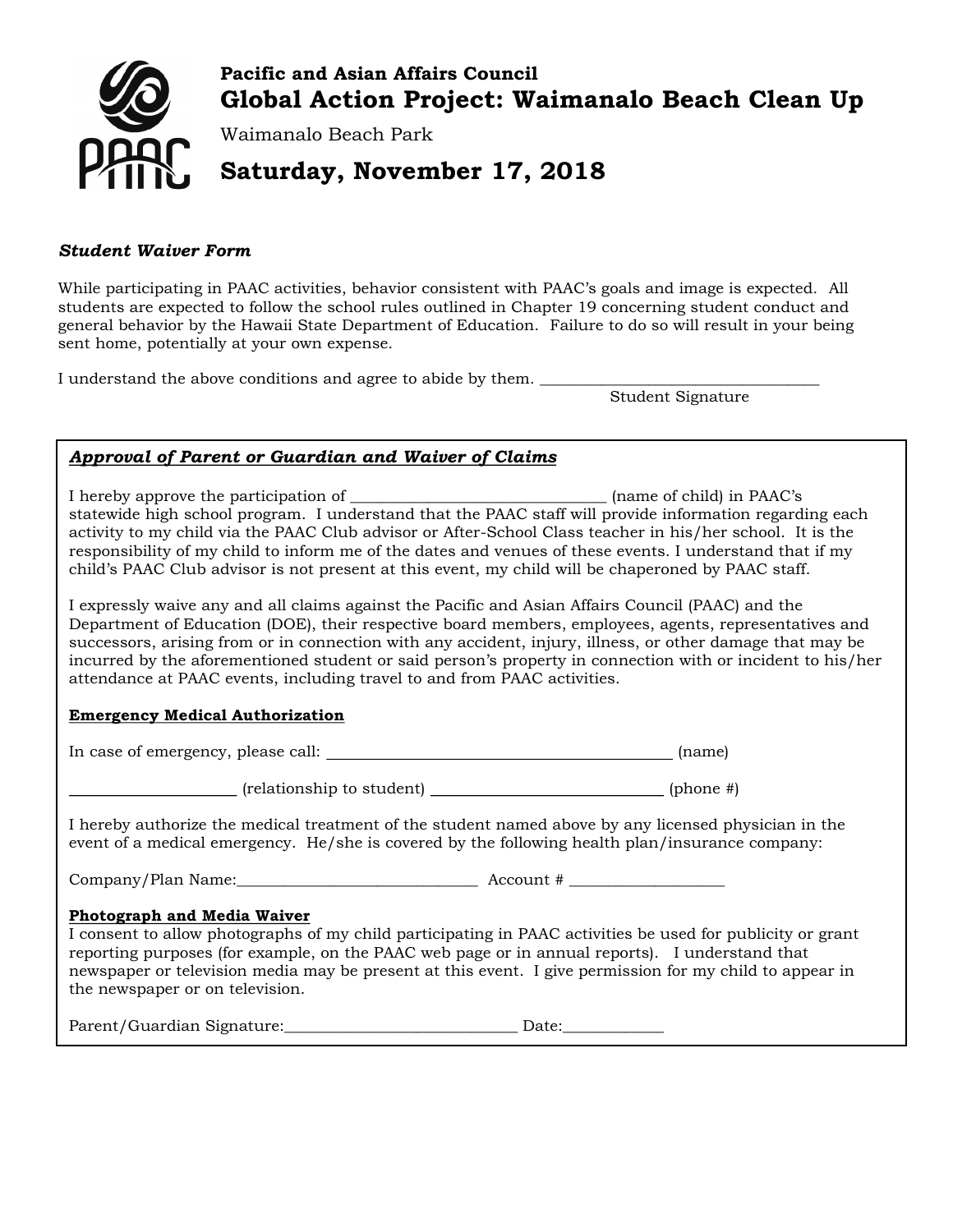**Pacific and Asian Affairs Council**

# Global Action Project: Waimanalo Beach Clean Up

Waimanalo Beach Park

## Saturday, November 17, 2018

***Student Waiver Form***

While participating in PAAC activities, behavior consistent with PAAC's goals and image is expected. All students are expected to follow the school rules outlined in Chapter 19 concerning student conduct and general behavior by the Hawaii State Department of Education. Failure to do so will result in your being sent home, potentially at your own expense.

I understand the above conditions and agree to abide by them. ___________________________________
Student Signature

***Approval of Parent or Guardian and Waiver of Claims***

I hereby approve the participation of ________________________________ (name of child) in PAAC's statewide high school program. I understand that the PAAC staff will provide information regarding each activity to my child via the PAAC Club advisor or After-School Class teacher in his/her school. It is the responsibility of my child to inform me of the dates and venues of these events. I understand that if my child's PAAC Club advisor is not present at this event, my child will be chaperoned by PAAC staff.

I expressly waive any and all claims against the Pacific and Asian Affairs Council (PAAC) and the Department of Education (DOE), their respective board members, employees, agents, representatives and successors, arising from or in connection with any accident, injury, illness, or other damage that may be incurred by the aforementioned student or said person's property in connection with or incident to his/her attendance at PAAC events, including travel to and from PAAC activities.

**Emergency Medical Authorization**

In case of emergency, please call: ___________________________________________ (name)

_____________________ (relationship to student) _____________________________ (phone #)

I hereby authorize the medical treatment of the student named above by any licensed physician in the event of a medical emergency. He/she is covered by the following health plan/insurance company:

Company/Plan Name:______________________________ Account # ___________________

**Photograph and Media Waiver**

I consent to allow photographs of my child participating in PAAC activities be used for publicity or grant reporting purposes (for example, on the PAAC web page or in annual reports). I understand that newspaper or television media may be present at this event. I give permission for my child to appear in the newspaper or on television.

Parent/Guardian Signature:_____________________________ Date:____________